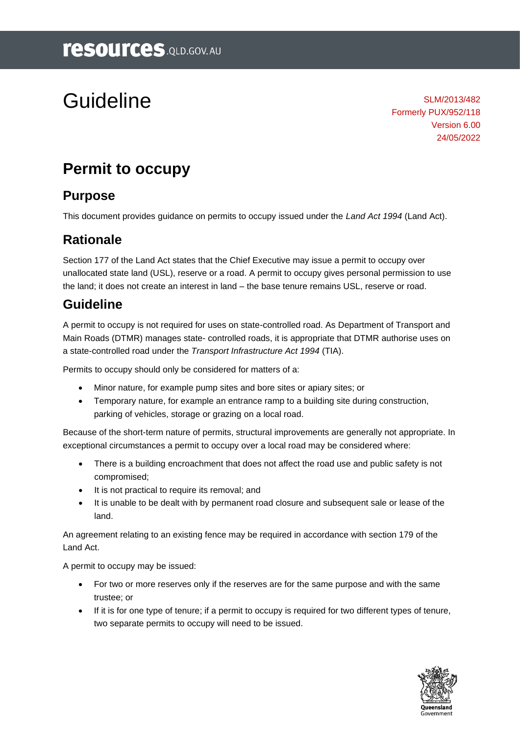# Guideline

SLM/2013/482
Formerly PUX/952/118
Version 6.00
24/05/2022

# Permit to occupy

## Purpose

This document provides guidance on permits to occupy issued under the *Land Act 1994* (Land Act).

## Rationale

Section 177 of the Land Act states that the Chief Executive may issue a permit to occupy over unallocated state land (USL), reserve or a road. A permit to occupy gives personal permission to use the land; it does not create an interest in land – the base tenure remains USL, reserve or road.

## Guideline

A permit to occupy is not required for uses on state-controlled road. As Department of Transport and Main Roads (DTMR) manages state- controlled roads, it is appropriate that DTMR authorise uses on a state-controlled road under the *Transport Infrastructure Act 1994* (TIA).

Permits to occupy should only be considered for matters of a:

- Minor nature, for example pump sites and bore sites or apiary sites; or
- Temporary nature, for example an entrance ramp to a building site during construction, parking of vehicles, storage or grazing on a local road.

Because of the short-term nature of permits, structural improvements are generally not appropriate. In exceptional circumstances a permit to occupy over a local road may be considered where:

- There is a building encroachment that does not affect the road use and public safety is not compromised;
- It is not practical to require its removal; and
- It is unable to be dealt with by permanent road closure and subsequent sale or lease of the land.

An agreement relating to an existing fence may be required in accordance with section 179 of the Land Act.

A permit to occupy may be issued:

- For two or more reserves only if the reserves are for the same purpose and with the same trustee; or
- If it is for one type of tenure; if a permit to occupy is required for two different types of tenure, two separate permits to occupy will need to be issued.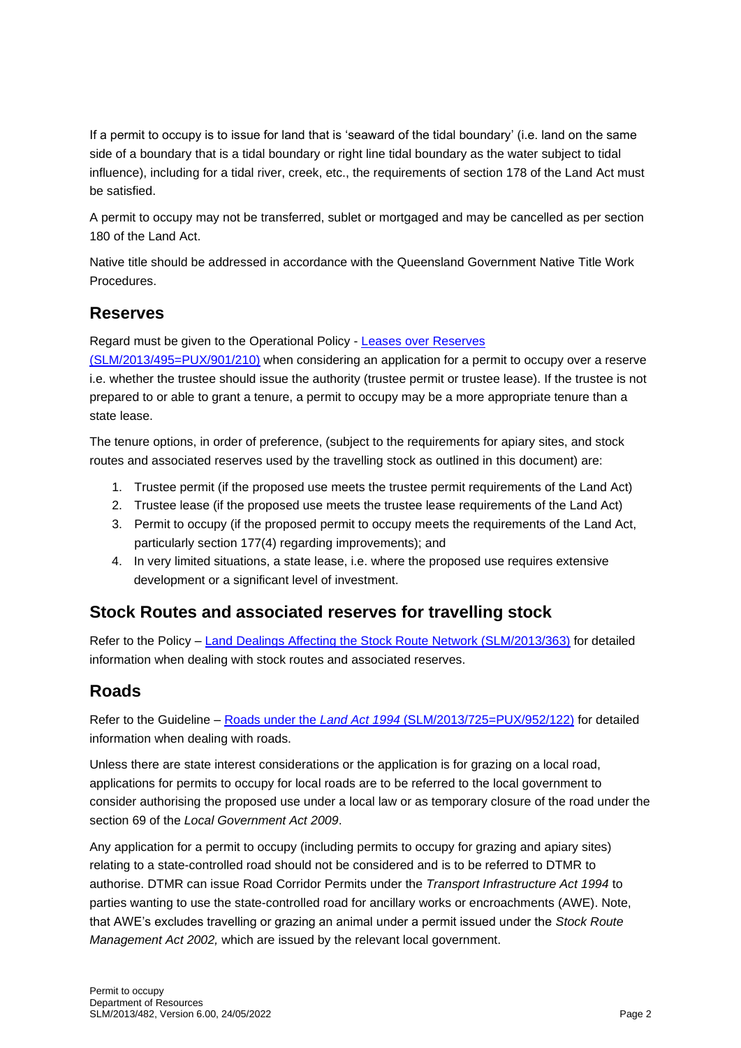If a permit to occupy is to issue for land that is 'seaward of the tidal boundary' (i.e. land on the same side of a boundary that is a tidal boundary or right line tidal boundary as the water subject to tidal influence), including for a tidal river, creek, etc., the requirements of section 178 of the Land Act must be satisfied.

A permit to occupy may not be transferred, sublet or mortgaged and may be cancelled as per section 180 of the Land Act.

Native title should be addressed in accordance with the Queensland Government Native Title Work Procedures.

## Reserves

Regard must be given to the Operational Policy - Leases over Reserves (SLM/2013/495=PUX/901/210) when considering an application for a permit to occupy over a reserve i.e. whether the trustee should issue the authority (trustee permit or trustee lease). If the trustee is not prepared to or able to grant a tenure, a permit to occupy may be a more appropriate tenure than a state lease.

The tenure options, in order of preference, (subject to the requirements for apiary sites, and stock routes and associated reserves used by the travelling stock as outlined in this document) are:

1. Trustee permit (if the proposed use meets the trustee permit requirements of the Land Act)
2. Trustee lease (if the proposed use meets the trustee lease requirements of the Land Act)
3. Permit to occupy (if the proposed permit to occupy meets the requirements of the Land Act, particularly section 177(4) regarding improvements); and
4. In very limited situations, a state lease, i.e. where the proposed use requires extensive development or a significant level of investment.

## Stock Routes and associated reserves for travelling stock

Refer to the Policy – Land Dealings Affecting the Stock Route Network (SLM/2013/363) for detailed information when dealing with stock routes and associated reserves.

## Roads

Refer to the Guideline – Roads under the *Land Act 1994* (SLM/2013/725=PUX/952/122) for detailed information when dealing with roads.

Unless there are state interest considerations or the application is for grazing on a local road, applications for permits to occupy for local roads are to be referred to the local government to consider authorising the proposed use under a local law or as temporary closure of the road under the section 69 of the *Local Government Act 2009*.

Any application for a permit to occupy (including permits to occupy for grazing and apiary sites) relating to a state-controlled road should not be considered and is to be referred to DTMR to authorise. DTMR can issue Road Corridor Permits under the *Transport Infrastructure Act 1994* to parties wanting to use the state-controlled road for ancillary works or encroachments (AWE). Note, that AWE's excludes travelling or grazing an animal under a permit issued under the *Stock Route Management Act 2002,* which are issued by the relevant local government.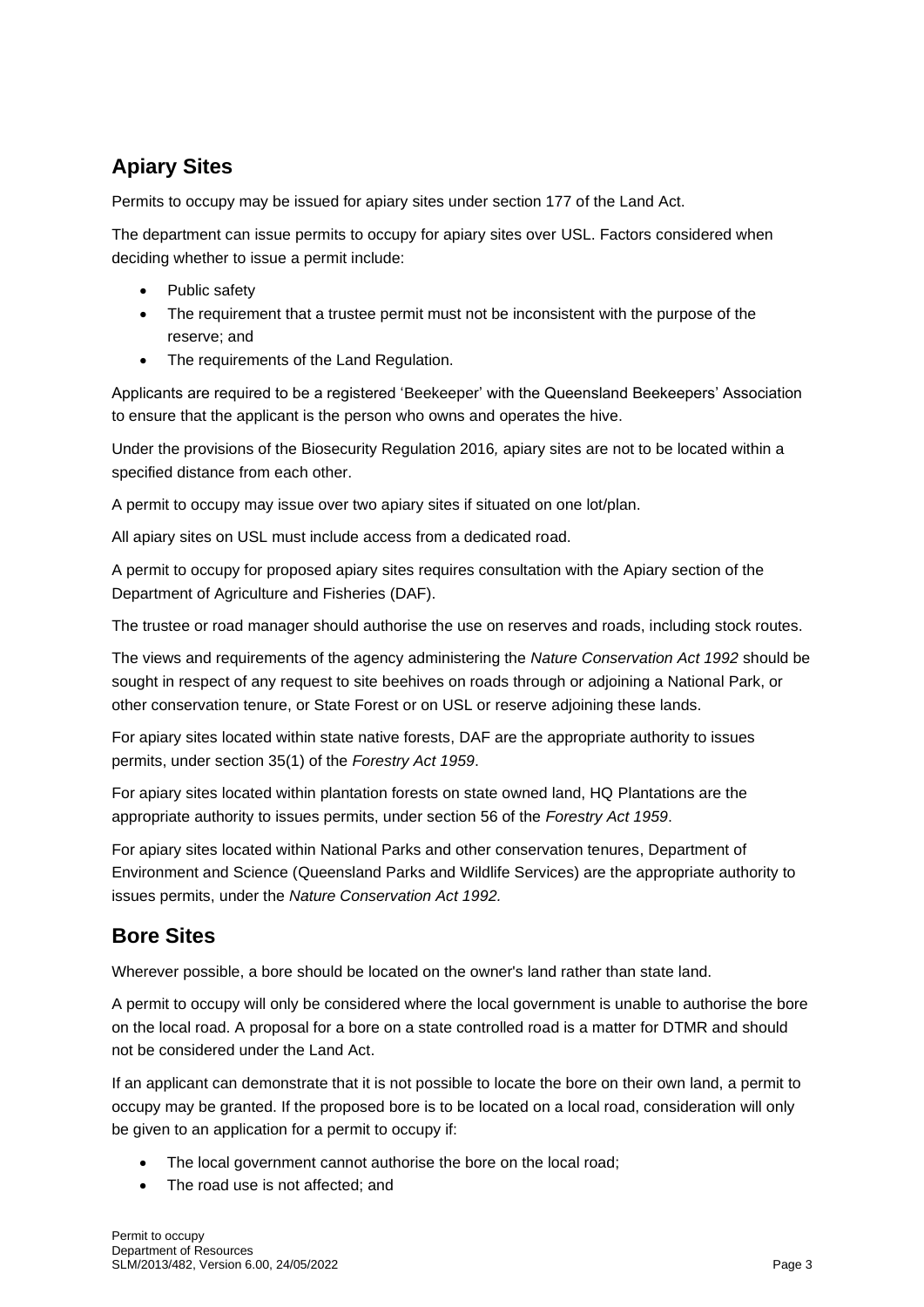## Apiary Sites

Permits to occupy may be issued for apiary sites under section 177 of the Land Act.

The department can issue permits to occupy for apiary sites over USL. Factors considered when deciding whether to issue a permit include:

- Public safety
- The requirement that a trustee permit must not be inconsistent with the purpose of the reserve; and
- The requirements of the Land Regulation.

Applicants are required to be a registered 'Beekeeper' with the Queensland Beekeepers' Association to ensure that the applicant is the person who owns and operates the hive.

Under the provisions of the Biosecurity Regulation 2016*,* apiary sites are not to be located within a specified distance from each other.

A permit to occupy may issue over two apiary sites if situated on one lot/plan.

All apiary sites on USL must include access from a dedicated road.

A permit to occupy for proposed apiary sites requires consultation with the Apiary section of the Department of Agriculture and Fisheries (DAF).

The trustee or road manager should authorise the use on reserves and roads, including stock routes.

The views and requirements of the agency administering the *Nature Conservation Act 1992* should be sought in respect of any request to site beehives on roads through or adjoining a National Park, or other conservation tenure, or State Forest or on USL or reserve adjoining these lands.

For apiary sites located within state native forests, DAF are the appropriate authority to issues permits, under section 35(1) of the *Forestry Act 1959*.

For apiary sites located within plantation forests on state owned land, HQ Plantations are the appropriate authority to issues permits, under section 56 of the *Forestry Act 1959*.

For apiary sites located within National Parks and other conservation tenures, Department of Environment and Science (Queensland Parks and Wildlife Services) are the appropriate authority to issues permits, under the *Nature Conservation Act 1992.*

## Bore Sites

Wherever possible, a bore should be located on the owner's land rather than state land.

A permit to occupy will only be considered where the local government is unable to authorise the bore on the local road. A proposal for a bore on a state controlled road is a matter for DTMR and should not be considered under the Land Act.

If an applicant can demonstrate that it is not possible to locate the bore on their own land, a permit to occupy may be granted. If the proposed bore is to be located on a local road, consideration will only be given to an application for a permit to occupy if:

- The local government cannot authorise the bore on the local road;
- The road use is not affected; and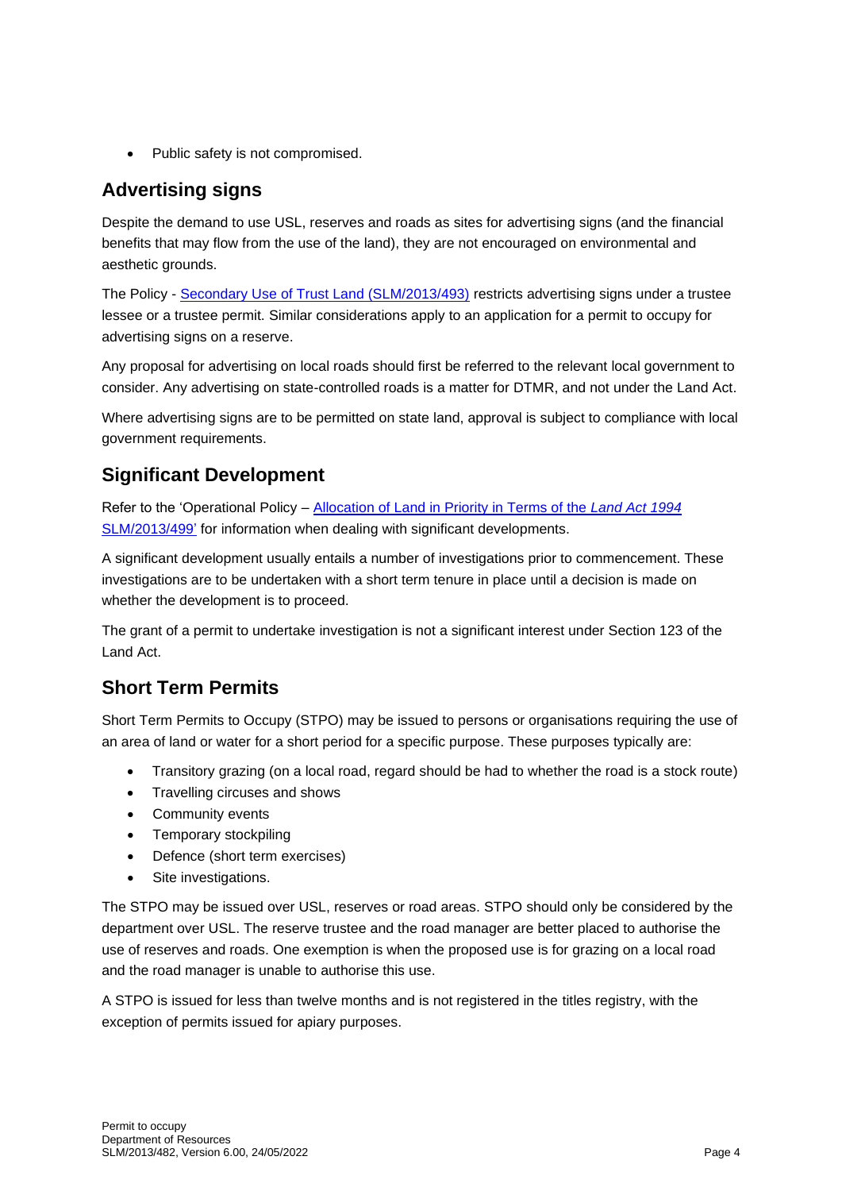- Public safety is not compromised.

## Advertising signs

Despite the demand to use USL, reserves and roads as sites for advertising signs (and the financial benefits that may flow from the use of the land), they are not encouraged on environmental and aesthetic grounds.

The Policy - [Secondary Use of Trust Land (SLM/2013/493)] restricts advertising signs under a trustee lessee or a trustee permit. Similar considerations apply to an application for a permit to occupy for advertising signs on a reserve.

Any proposal for advertising on local roads should first be referred to the relevant local government to consider. Any advertising on state-controlled roads is a matter for DTMR, and not under the Land Act.

Where advertising signs are to be permitted on state land, approval is subject to compliance with local government requirements.

## Significant Development

Refer to the 'Operational Policy – [Allocation of Land in Priority in Terms of the *Land Act 1994* SLM/2013/499'] for information when dealing with significant developments.

A significant development usually entails a number of investigations prior to commencement. These investigations are to be undertaken with a short term tenure in place until a decision is made on whether the development is to proceed.

The grant of a permit to undertake investigation is not a significant interest under Section 123 of the Land Act.

## Short Term Permits

Short Term Permits to Occupy (STPO) may be issued to persons or organisations requiring the use of an area of land or water for a short period for a specific purpose. These purposes typically are:

- Transitory grazing (on a local road, regard should be had to whether the road is a stock route)
- Travelling circuses and shows
- Community events
- Temporary stockpiling
- Defence (short term exercises)
- Site investigations.

The STPO may be issued over USL, reserves or road areas. STPO should only be considered by the department over USL. The reserve trustee and the road manager are better placed to authorise the use of reserves and roads. One exemption is when the proposed use is for grazing on a local road and the road manager is unable to authorise this use.

A STPO is issued for less than twelve months and is not registered in the titles registry, with the exception of permits issued for apiary purposes.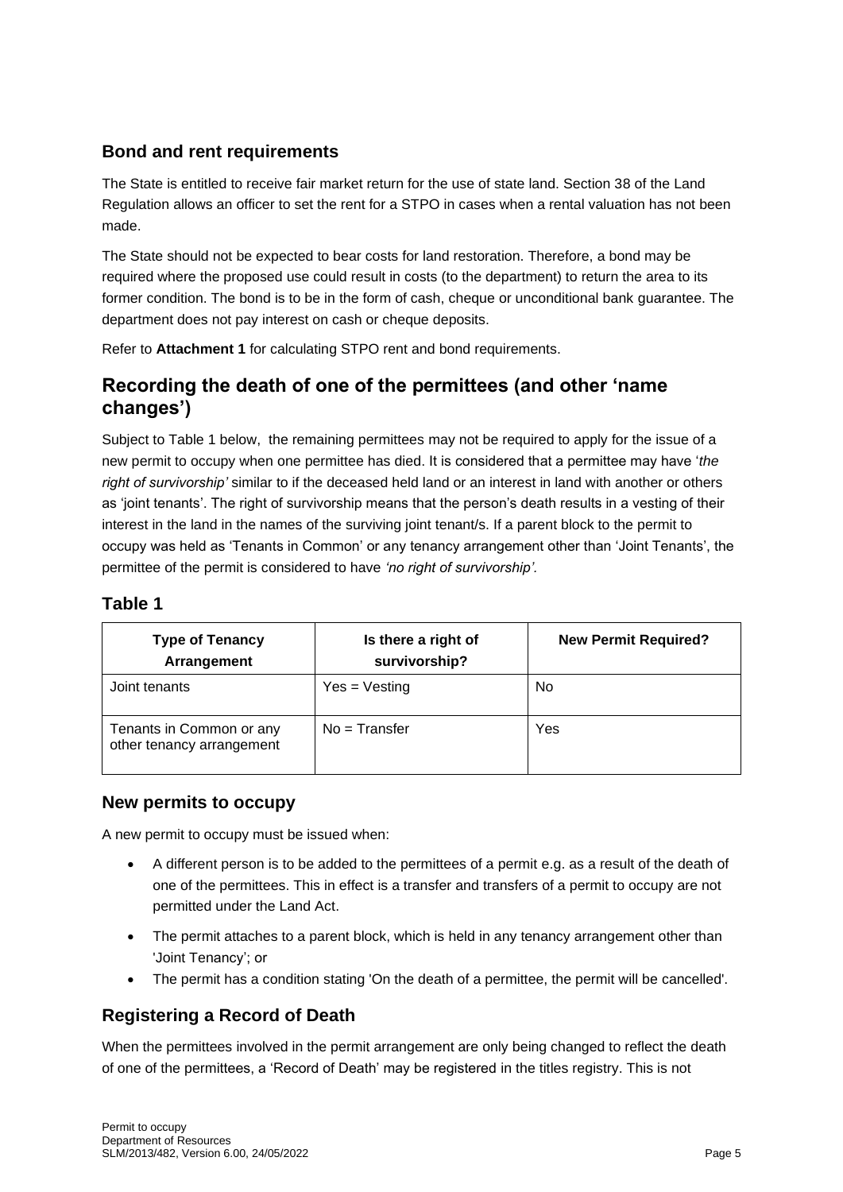### Bond and rent requirements

The State is entitled to receive fair market return for the use of state land. Section 38 of the Land Regulation allows an officer to set the rent for a STPO in cases when a rental valuation has not been made.

The State should not be expected to bear costs for land restoration. Therefore, a bond may be required where the proposed use could result in costs (to the department) to return the area to its former condition. The bond is to be in the form of cash, cheque or unconditional bank guarantee. The department does not pay interest on cash or cheque deposits.

Refer to **Attachment 1** for calculating STPO rent and bond requirements.

## Recording the death of one of the permittees (and other 'name changes')

Subject to Table 1 below, the remaining permittees may not be required to apply for the issue of a new permit to occupy when one permittee has died. It is considered that a permittee may have '*the right of survivorship'* similar to if the deceased held land or an interest in land with another or others as 'joint tenants'. The right of survivorship means that the person's death results in a vesting of their interest in the land in the names of the surviving joint tenant/s. If a parent block to the permit to occupy was held as 'Tenants in Common' or any tenancy arrangement other than 'Joint Tenants', the permittee of the permit is considered to have *'no right of survivorship'.*

### Table 1

| Type of Tenancy Arrangement | Is there a right of survivorship? | New Permit Required? |
|---|---|---|
| Joint tenants | Yes = Vesting | No |
| Tenants in Common or any other tenancy arrangement | No = Transfer | Yes |

### New permits to occupy

A new permit to occupy must be issued when:

- A different person is to be added to the permittees of a permit e.g. as a result of the death of one of the permittees. This in effect is a transfer and transfers of a permit to occupy are not permitted under the Land Act.
- The permit attaches to a parent block, which is held in any tenancy arrangement other than 'Joint Tenancy'; or
- The permit has a condition stating 'On the death of a permittee, the permit will be cancelled'.

### Registering a Record of Death

When the permittees involved in the permit arrangement are only being changed to reflect the death of one of the permittees, a 'Record of Death' may be registered in the titles registry. This is not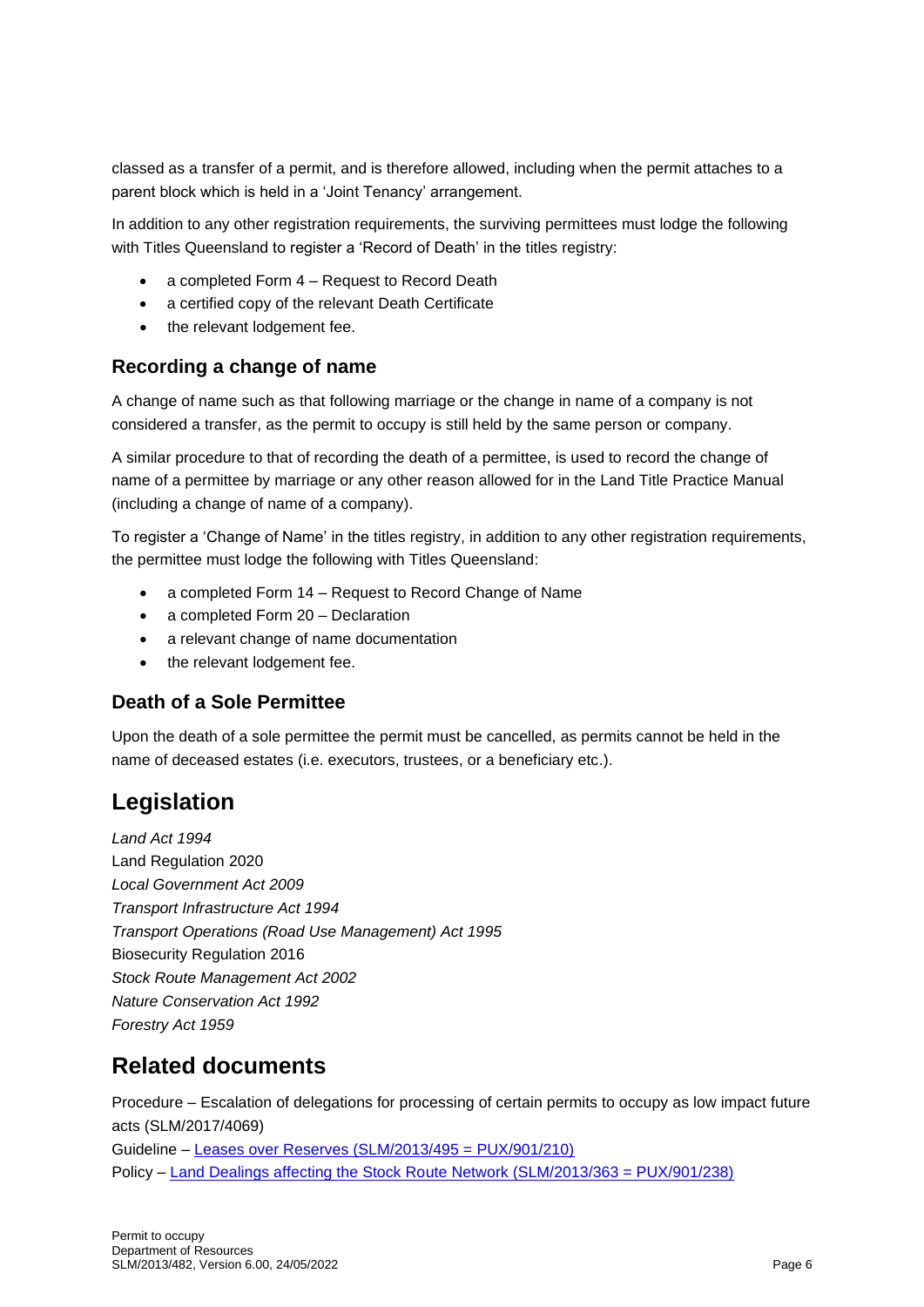classed as a transfer of a permit, and is therefore allowed, including when the permit attaches to a parent block which is held in a 'Joint Tenancy' arrangement.

In addition to any other registration requirements, the surviving permittees must lodge the following with Titles Queensland to register a 'Record of Death' in the titles registry:

- a completed Form 4 – Request to Record Death
- a certified copy of the relevant Death Certificate
- the relevant lodgement fee.

### Recording a change of name

A change of name such as that following marriage or the change in name of a company is not considered a transfer, as the permit to occupy is still held by the same person or company.

A similar procedure to that of recording the death of a permittee, is used to record the change of name of a permittee by marriage or any other reason allowed for in the Land Title Practice Manual (including a change of name of a company).

To register a 'Change of Name' in the titles registry, in addition to any other registration requirements, the permittee must lodge the following with Titles Queensland:

- a completed Form 14 – Request to Record Change of Name
- a completed Form 20 – Declaration
- a relevant change of name documentation
- the relevant lodgement fee.

### Death of a Sole Permittee

Upon the death of a sole permittee the permit must be cancelled, as permits cannot be held in the name of deceased estates (i.e. executors, trustees, or a beneficiary etc.).

## Legislation

*Land Act 1994*
Land Regulation 2020
*Local Government Act 2009*
*Transport Infrastructure Act 1994*
*Transport Operations (Road Use Management) Act 1995*
Biosecurity Regulation 2016
*Stock Route Management Act 2002*
*Nature Conservation Act 1992*
*Forestry Act 1959*

## Related documents

Procedure – Escalation of delegations for processing of certain permits to occupy as low impact future acts (SLM/2017/4069)
Guideline – Leases over Reserves (SLM/2013/495 = PUX/901/210)
Policy – Land Dealings affecting the Stock Route Network (SLM/2013/363 = PUX/901/238)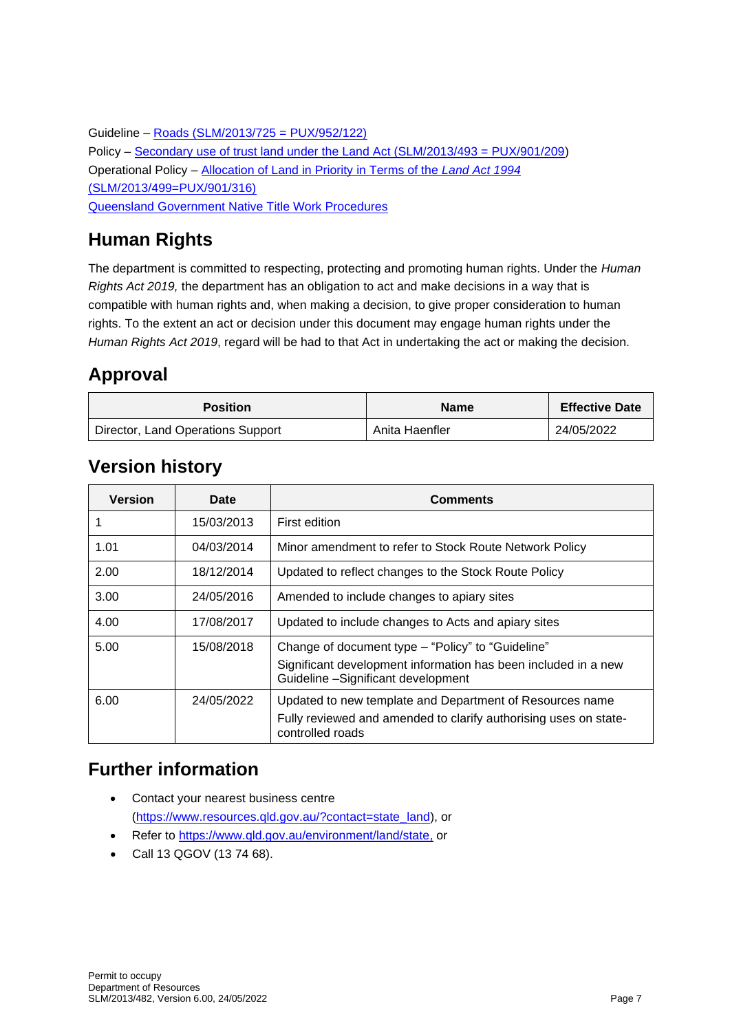Guideline – [Roads (SLM/2013/725 = PUX/952/122)](#)
Policy – [Secondary use of trust land under the Land Act (SLM/2013/493 = PUX/901/209](#))
Operational Policy – [Allocation of Land in Priority in Terms of the *Land Act 1994* (SLM/2013/499=PUX/901/316)](#)
[Queensland Government Native Title Work Procedures](#)

## Human Rights

The department is committed to respecting, protecting and promoting human rights. Under the *Human Rights Act 2019,* the department has an obligation to act and make decisions in a way that is compatible with human rights and, when making a decision, to give proper consideration to human rights. To the extent an act or decision under this document may engage human rights under the *Human Rights Act 2019*, regard will be had to that Act in undertaking the act or making the decision.

## Approval

| Position | Name | Effective Date |
|---|---|---|
| Director, Land Operations Support | Anita Haenfler | 24/05/2022 |

## Version history

| Version | Date | Comments |
|---|---|---|
| 1 | 15/03/2013 | First edition |
| 1.01 | 04/03/2014 | Minor amendment to refer to Stock Route Network Policy |
| 2.00 | 18/12/2014 | Updated to reflect changes to the Stock Route Policy |
| 3.00 | 24/05/2016 | Amended to include changes to apiary sites |
| 4.00 | 17/08/2017 | Updated to include changes to Acts and apiary sites |
| 5.00 | 15/08/2018 | Change of document type – "Policy" to "Guideline"<br>Significant development information has been included in a new Guideline –Significant development |
| 6.00 | 24/05/2022 | Updated to new template and Department of Resources name<br>Fully reviewed and amended to clarify authorising uses on state-controlled roads |

## Further information

- Contact your nearest business centre ([https://www.resources.qld.gov.au/?contact=state_land](https://www.resources.qld.gov.au/?contact=state_land)), or
- Refer to [https://www.qld.gov.au/environment/land/state,](https://www.qld.gov.au/environment/land/state) or
- Call 13 QGOV (13 74 68).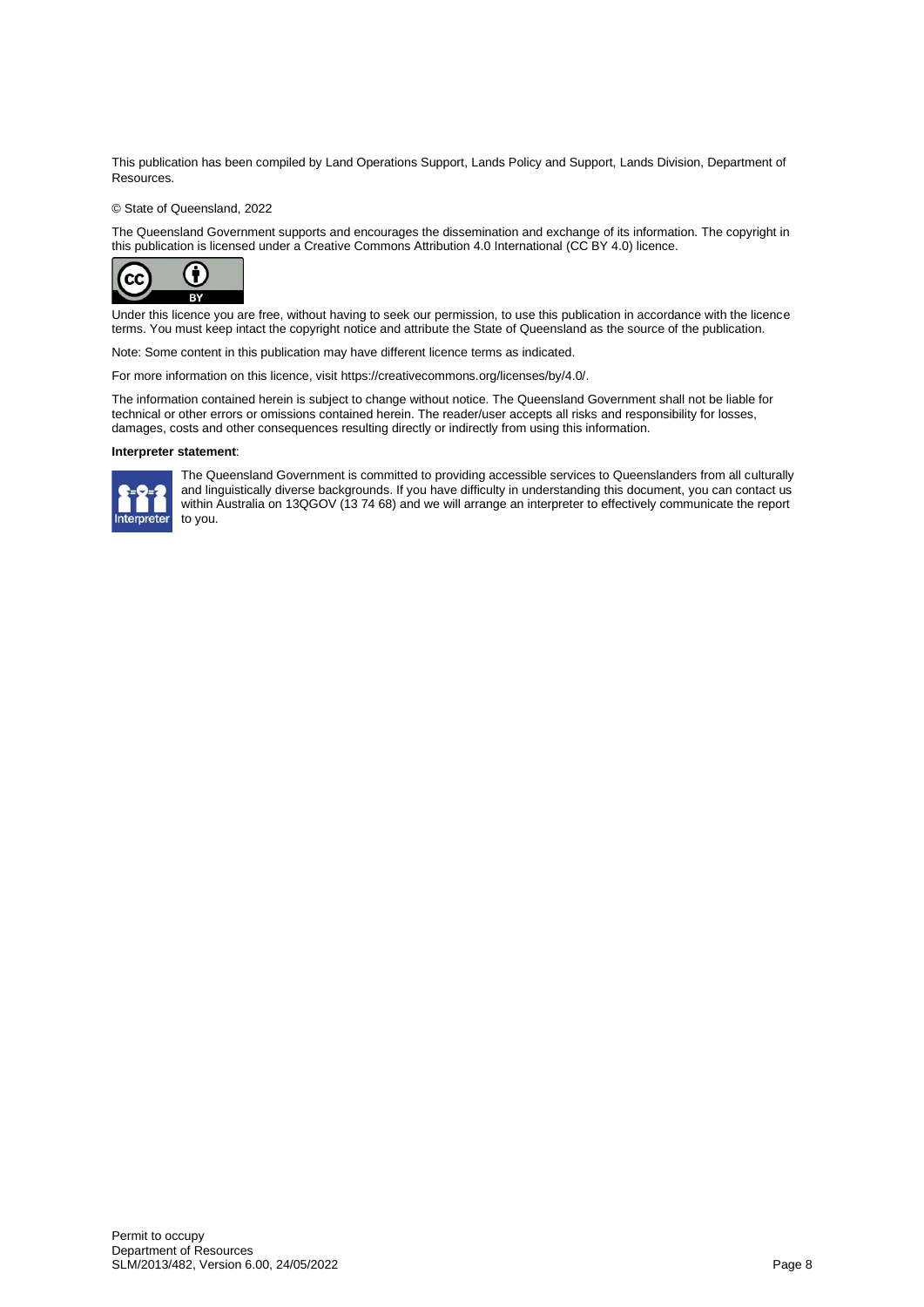This publication has been compiled by Land Operations Support, Lands Policy and Support, Lands Division, Department of Resources.

© State of Queensland, 2022

The Queensland Government supports and encourages the dissemination and exchange of its information. The copyright in this publication is licensed under a Creative Commons Attribution 4.0 International (CC BY 4.0) licence.

Under this licence you are free, without having to seek our permission, to use this publication in accordance with the licence terms. You must keep intact the copyright notice and attribute the State of Queensland as the source of the publication.

Note: Some content in this publication may have different licence terms as indicated.

For more information on this licence, visit https://creativecommons.org/licenses/by/4.0/.

The information contained herein is subject to change without notice. The Queensland Government shall not be liable for technical or other errors or omissions contained herein. The reader/user accepts all risks and responsibility for losses, damages, costs and other consequences resulting directly or indirectly from using this information.

**Interpreter statement**:

The Queensland Government is committed to providing accessible services to Queenslanders from all culturally and linguistically diverse backgrounds. If you have difficulty in understanding this document, you can contact us within Australia on 13QGOV (13 74 68) and we will arrange an interpreter to effectively communicate the report to you.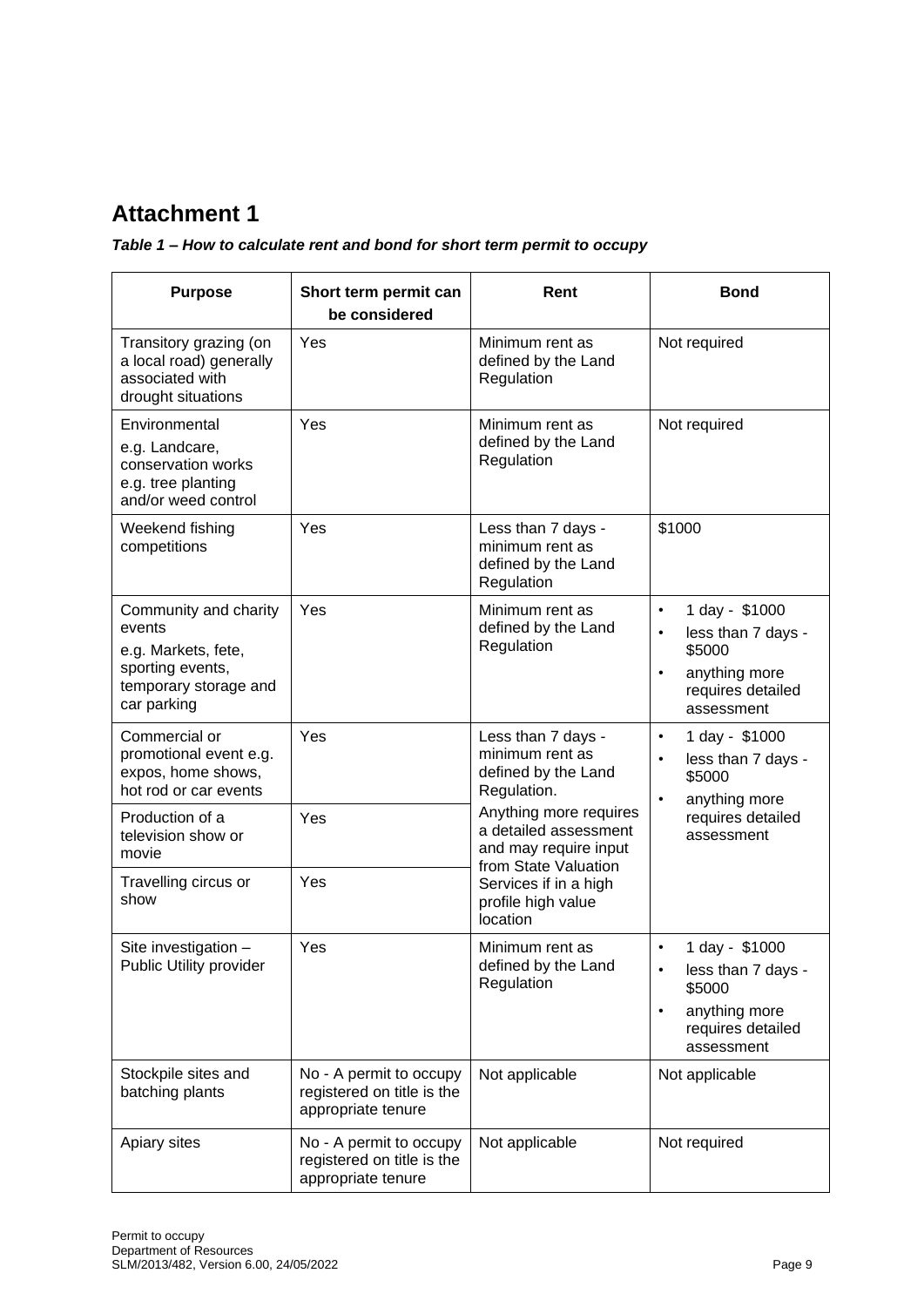# Attachment 1

***Table 1 – How to calculate rent and bond for short term permit to occupy***

| Purpose | Short term permit can be considered | Rent | Bond |
|---|---|---|---|
| Transitory grazing (on a local road) generally associated with drought situations | Yes | Minimum rent as defined by the Land Regulation | Not required |
| Environmental e.g. Landcare, conservation works e.g. tree planting and/or weed control | Yes | Minimum rent as defined by the Land Regulation | Not required |
| Weekend fishing competitions | Yes | Less than 7 days - minimum rent as defined by the Land Regulation | \$1000 |
| Community and charity events e.g. Markets, fete, sporting events, temporary storage and car parking | Yes | Minimum rent as defined by the Land Regulation | • 1 day - \$1000<br>• less than 7 days - \$5000<br>• anything more requires detailed assessment |
| Commercial or promotional event e.g. expos, home shows, hot rod or car events | Yes | Less than 7 days - minimum rent as defined by the Land Regulation.<br>Anything more requires a detailed assessment and may require input from State Valuation Services if in a high profile high value location | • 1 day - \$1000<br>• less than 7 days - \$5000<br>• anything more requires detailed assessment |
| Production of a television show or movie | Yes | | |
| Travelling circus or show | Yes | | |
| Site investigation – Public Utility provider | Yes | Minimum rent as defined by the Land Regulation | • 1 day - \$1000<br>• less than 7 days - \$5000<br>• anything more requires detailed assessment |
| Stockpile sites and batching plants | No - A permit to occupy registered on title is the appropriate tenure | Not applicable | Not applicable |
| Apiary sites | No - A permit to occupy registered on title is the appropriate tenure | Not applicable | Not required |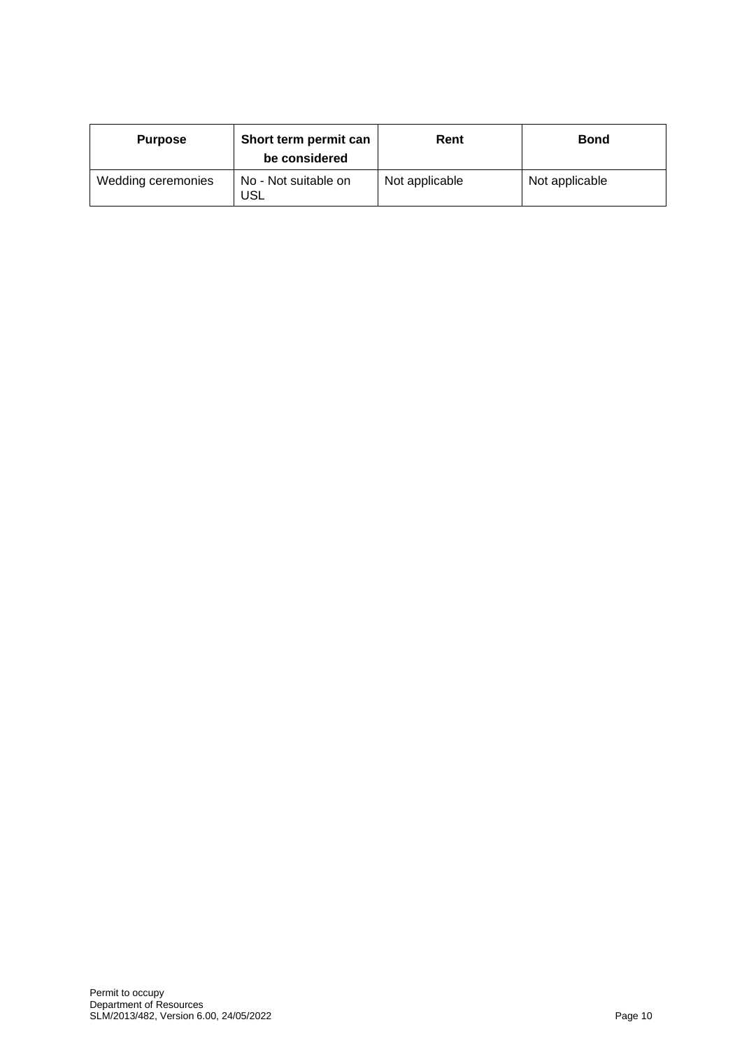| Purpose | Short term permit can be considered | Rent | Bond |
| --- | --- | --- | --- |
| Wedding ceremonies | No - Not suitable on USL | Not applicable | Not applicable |